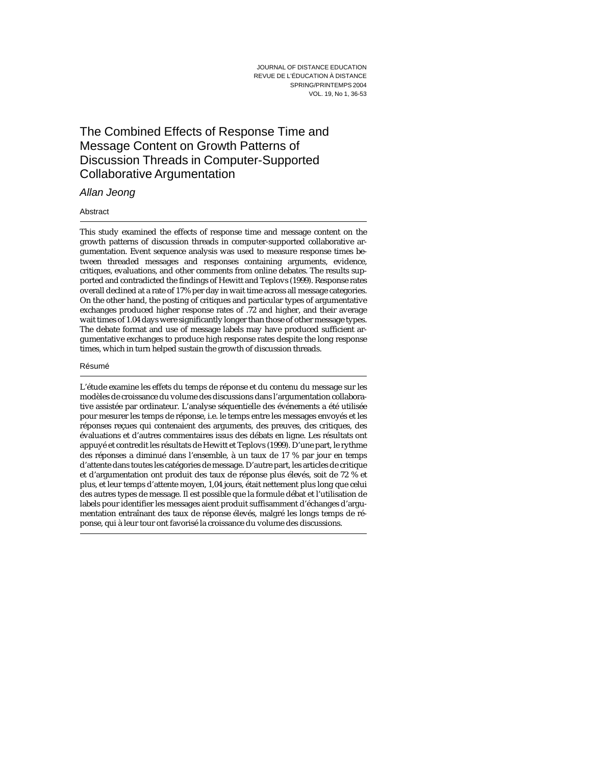# The Combined Effects of Response Time and Message Content on Growth Patterns of Discussion Threads in Computer-Supported Collaborative Argumentation

*Allan Jeong*

## Abstract

This study examined the effects of response time and message content on the growth patterns of discussion threads in computer-supported collaborative argumentation. Event sequence analysis was used to measure response times between threaded messages and responses containing arguments, evidence, critiques, evaluations, and other comments from online debates. The results supported and contradicted the findings of Hewitt and Teplovs (1999). Response rates overall declined at a rate of 17% per day in wait time across all message categories. On the other hand, the posting of critiques and particular types of argumentative exchanges produced higher response rates of .72 and higher, and their average wait times of 1.04 days were significantly longer than those of other message types. The debate format and use of message labels may have produced sufficient argumentative exchanges to produce high response rates despite the long response times, which in turn helped sustain the growth of discussion threads.

## Résumé

L'étude examine les effets du temps de réponse et du contenu du message sur les modèles de croissance du volume des discussions dans l'argumentation collaborative assistée par ordinateur. L'analyse séquentielle des événements a été utilisée pour mesurer les temps de réponse, i.e. le temps entre les messages envoyés et les réponses reçues qui contenaient des arguments, des preuves, des critiques, des évaluations et d'autres commentaires issus des débats en ligne. Les résultats ont appuyé et contredit les résultats de Hewitt et Teplovs (1999). D'une part, le rythme des réponses a diminué dans l'ensemble, à un taux de 17 % par jour en temps d'attente dans toutes les catégories de message. D'autre part, les articles de critique et d'argumentation ont produit des taux de réponse plus élevés, soit de 72 % et plus, et leur temps d'attente moyen, 1,04 jours, était nettement plus long que celui des autres types de message. Il est possible que la formule débat et l'utilisation de labels pour identifier les messages aient produit suffisamment d'échanges d'argumentation entraînant des taux de réponse élevés, malgré les longs temps de réponse, qui à leur tour ont favorisé la croissance du volume des discussions.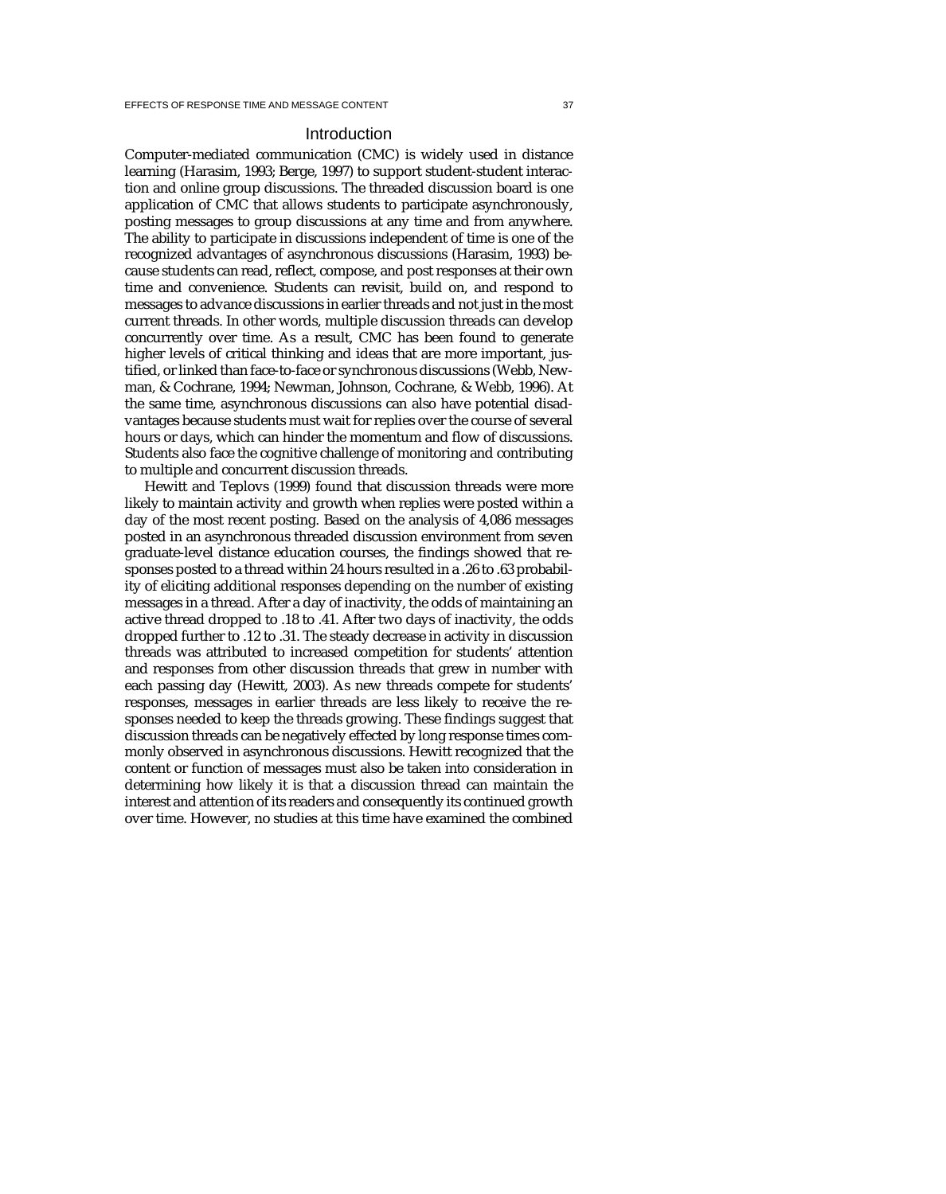## Introduction

Computer-mediated communication (CMC) is widely used in distance learning (Harasim, 1993; Berge, 1997) to support student-student interaction and online group discussions. The threaded discussion board is one application of CMC that allows students to participate asynchronously, posting messages to group discussions at any time and from anywhere. The ability to participate in discussions independent of time is one of the recognized advantages of asynchronous discussions (Harasim, 1993) because students can read, reflect, compose, and post responses at their own time and convenience. Students can revisit, build on, and respond to messages to advance discussions in earlier threads and not just in the most current threads. In other words, multiple discussion threads can develop concurrently over time. As a result, CMC has been found to generate higher levels of critical thinking and ideas that are more important, justified, or linked than face-to-face or synchronous discussions (Webb, Newman, & Cochrane, 1994; Newman, Johnson, Cochrane, & Webb, 1996). At the same time, asynchronous discussions can also have potential disadvantages because students must wait for replies over the course of several hours or days, which can hinder the momentum and flow of discussions. Students also face the cognitive challenge of monitoring and contributing to multiple and concurrent discussion threads.

Hewitt and Teplovs (1999) found that discussion threads were more likely to maintain activity and growth when replies were posted within a day of the most recent posting. Based on the analysis of 4,086 messages posted in an asynchronous threaded discussion environment from seven graduate-level distance education courses, the findings showed that responses posted to a thread within 24 hours resulted in a .26 to .63 probability of eliciting additional responses depending on the number of existing messages in a thread. After a day of inactivity, the odds of maintaining an active thread dropped to .18 to .41. After two days of inactivity, the odds dropped further to .12 to .31. The steady decrease in activity in discussion threads was attributed to increased competition for students' attention and responses from other discussion threads that grew in number with each passing day (Hewitt, 2003). As new threads compete for students' responses, messages in earlier threads are less likely to receive the responses needed to keep the threads growing. These findings suggest that discussion threads can be negatively effected by long response times commonly observed in asynchronous discussions. Hewitt recognized that the content or function of messages must also be taken into consideration in determining how likely it is that a discussion thread can maintain the interest and attention of its readers and consequently its continued growth over time. However, no studies at this time have examined the combined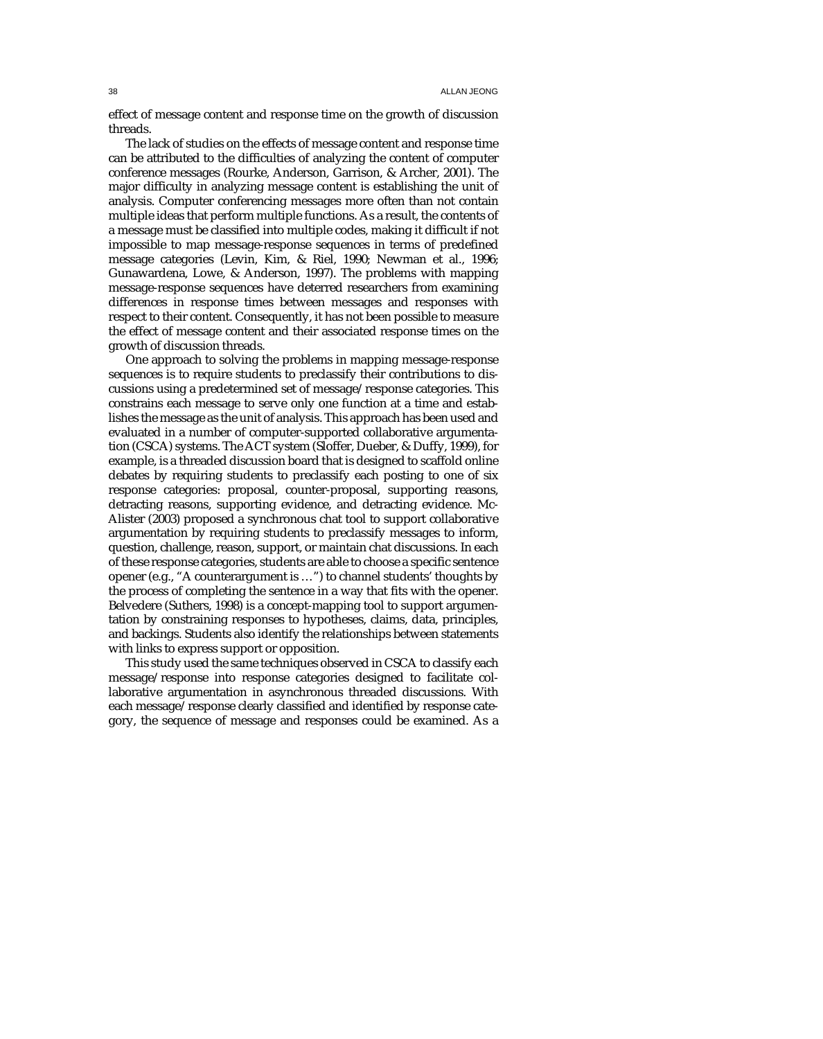effect of message content and response time on the growth of discussion threads.

The lack of studies on the effects of message content and response time can be attributed to the difficulties of analyzing the content of computer conference messages (Rourke, Anderson, Garrison, & Archer, 2001). The major difficulty in analyzing message content is establishing the unit of analysis. Computer conferencing messages more often than not contain multiple ideas that perform multiple functions. As a result, the contents of a message must be classified into multiple codes, making it difficult if not impossible to map message-response sequences in terms of predefined message categories (Levin, Kim, & Riel, 1990; Newman et al., 1996; Gunawardena, Lowe, & Anderson, 1997). The problems with mapping message-response sequences have deterred researchers from examining differences in response times between messages and responses with respect to their content. Consequently, it has not been possible to measure the effect of message content and their associated response times on the growth of discussion threads.

One approach to solving the problems in mapping message-response sequences is to require students to preclassify their contributions to discussions using a predetermined set of message/response categories. This constrains each message to serve only one function at a time and establishes the message as the unit of analysis. This approach has been used and evaluated in a number of computer-supported collaborative argumentation (CSCA) systems. The ACT system (Sloffer, Dueber, & Duffy, 1999), for example, is a threaded discussion board that is designed to scaffold online debates by requiring students to preclassify each posting to one of six response categories: proposal, counter-proposal, supporting reasons, detracting reasons, supporting evidence, and detracting evidence. McAlister (2003) proposed a synchronous chat tool to support collaborative argumentation by requiring students to preclassify messages to inform, question, challenge, reason, support, or maintain chat discussions. In each of these response categories, students are able to choose a specific sentence opener (e.g., "A counterargument is …") to channel students' thoughts by the process of completing the sentence in a way that fits with the opener. Belvedere (Suthers, 1998) is a concept-mapping tool to support argumentation by constraining responses to hypotheses, claims, data, principles, and backings. Students also identify the relationships between statements with links to express support or opposition.

This study used the same techniques observed in CSCA to classify each message/response into response categories designed to facilitate collaborative argumentation in asynchronous threaded discussions. With each message/response clearly classified and identified by response category, the sequence of message and responses could be examined. As a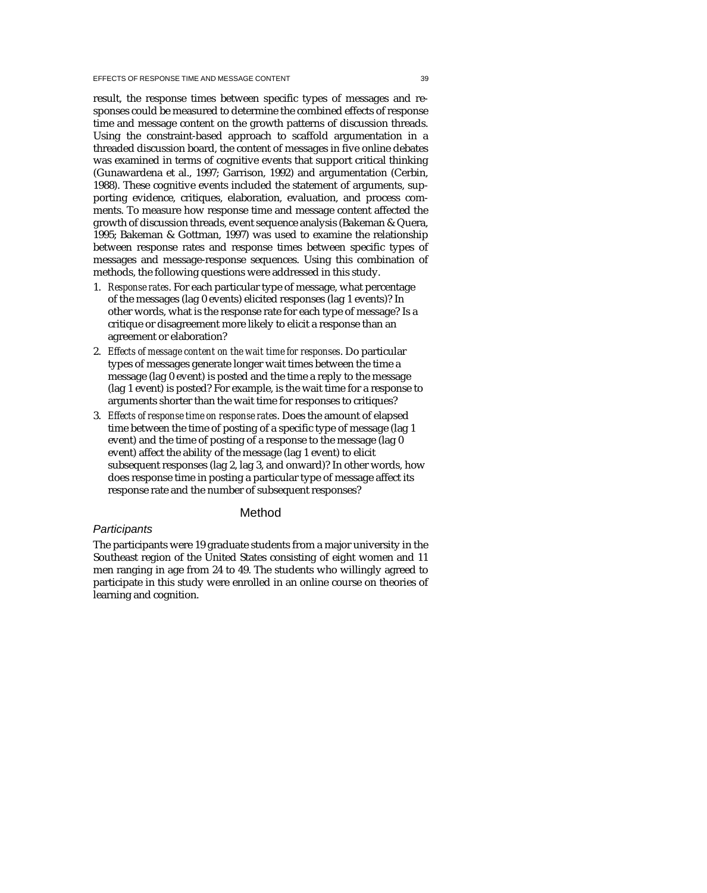result, the response times between specific types of messages and responses could be measured to determine the combined effects of response time and message content on the growth patterns of discussion threads. Using the constraint-based approach to scaffold argumentation in a threaded discussion board, the content of messages in five online debates was examined in terms of cognitive events that support critical thinking (Gunawardena et al., 1997; Garrison, 1992) and argumentation (Cerbin, 1988). These cognitive events included the statement of arguments, supporting evidence, critiques, elaboration, evaluation, and process comments. To measure how response time and message content affected the growth of discussion threads, event sequence analysis (Bakeman & Quera, 1995; Bakeman & Gottman, 1997) was used to examine the relationship between response rates and response times between specific types of messages and message-response sequences. Using this combination of methods, the following questions were addressed in this study.

1. *Response rates*. For each particular type of message, what percentage of the messages (lag 0 events) elicited responses (lag 1 events)? In other words, what is the response rate for each type of message? Is a critique or disagreement more likely to elicit a response than an agreement or elaboration?
2. *Effects of message content on the wait time for responses*. Do particular types of messages generate longer wait times between the time a message (lag 0 event) is posted and the time a reply to the message (lag 1 event) is posted? For example, is the wait time for a response to arguments shorter than the wait time for responses to critiques?
3. *Effects of response time on response rates*. Does the amount of elapsed time between the time of posting of a specific type of message (lag 1 event) and the time of posting of a response to the message (lag 0 event) affect the ability of the message (lag 1 event) to elicit subsequent responses (lag 2, lag 3, and onward)? In other words, how does response time in posting a particular type of message affect its response rate and the number of subsequent responses?

## Method

### *Participants*

The participants were 19 graduate students from a major university in the Southeast region of the United States consisting of eight women and 11 men ranging in age from 24 to 49. The students who willingly agreed to participate in this study were enrolled in an online course on theories of learning and cognition.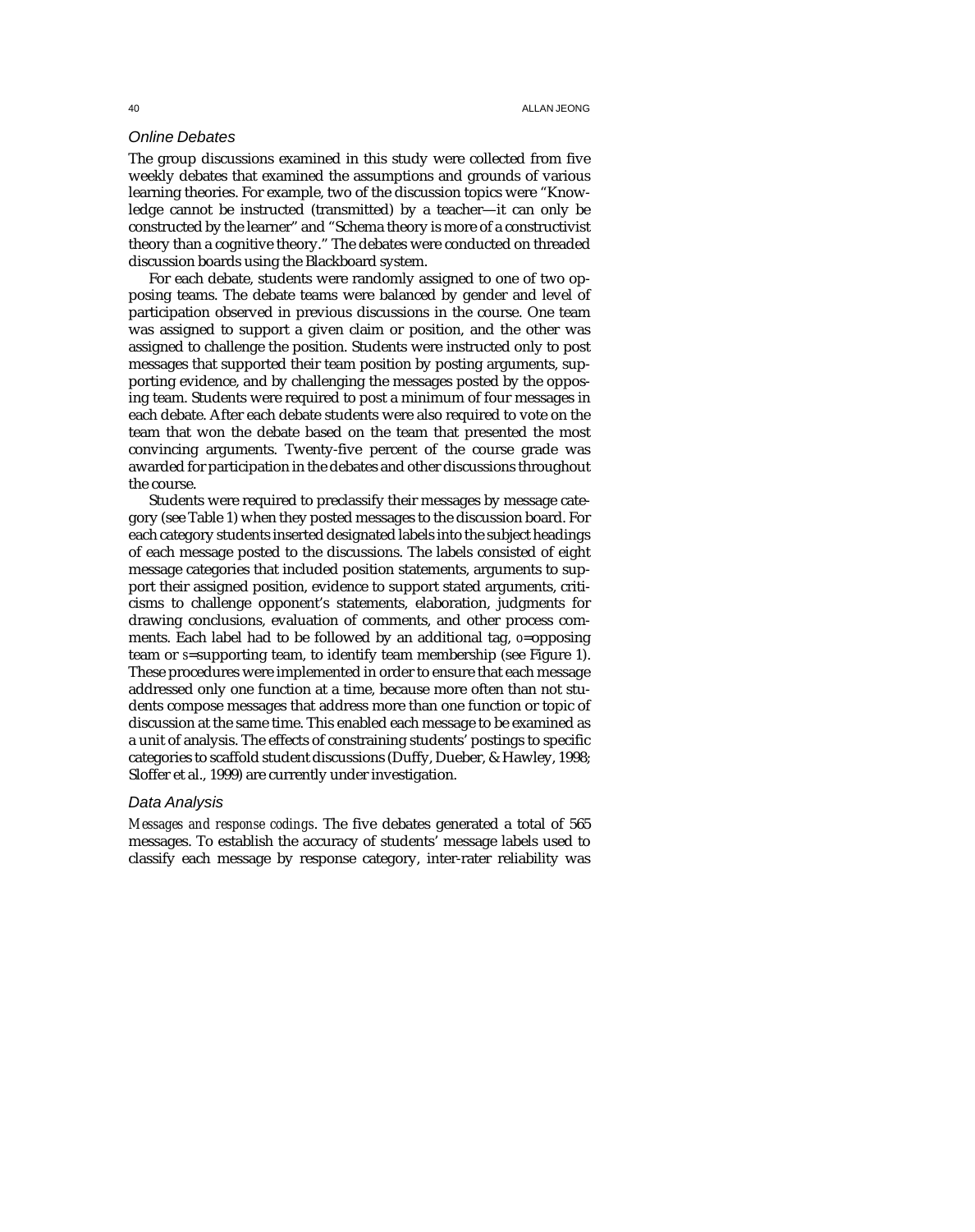### *Online Debates*

The group discussions examined in this study were collected from five weekly debates that examined the assumptions and grounds of various learning theories. For example, two of the discussion topics were "Knowledge cannot be instructed (transmitted) by a teacher—it can only be constructed by the learner" and "Schema theory is more of a constructivist theory than a cognitive theory." The debates were conducted on threaded discussion boards using the Blackboard system.

For each debate, students were randomly assigned to one of two opposing teams. The debate teams were balanced by gender and level of participation observed in previous discussions in the course. One team was assigned to support a given claim or position, and the other was assigned to challenge the position. Students were instructed only to post messages that supported their team position by posting arguments, supporting evidence, and by challenging the messages posted by the opposing team. Students were required to post a minimum of four messages in each debate. After each debate students were also required to vote on the team that won the debate based on the team that presented the most convincing arguments. Twenty-five percent of the course grade was awarded for participation in the debates and other discussions throughout the course.

Students were required to preclassify their messages by message category (see Table 1) when they posted messages to the discussion board. For each category students inserted designated labels into the subject headings of each message posted to the discussions. The labels consisted of eight message categories that included position statements, arguments to support their assigned position, evidence to support stated arguments, criticisms to challenge opponent's statements, elaboration, judgments for drawing conclusions, evaluation of comments, and other process comments. Each label had to be followed by an additional tag, *o*=opposing team or *s*=supporting team, to identify team membership (see Figure 1). These procedures were implemented in order to ensure that each message addressed only one function at a time, because more often than not students compose messages that address more than one function or topic of discussion at the same time. This enabled each message to be examined as a unit of analysis. The effects of constraining students' postings to specific categories to scaffold student discussions (Duffy, Dueber, & Hawley, 1998; Sloffer et al., 1999) are currently under investigation.

### *Data Analysis*

*Messages and response codings*. The five debates generated a total of 565 messages. To establish the accuracy of students' message labels used to classify each message by response category, inter-rater reliability was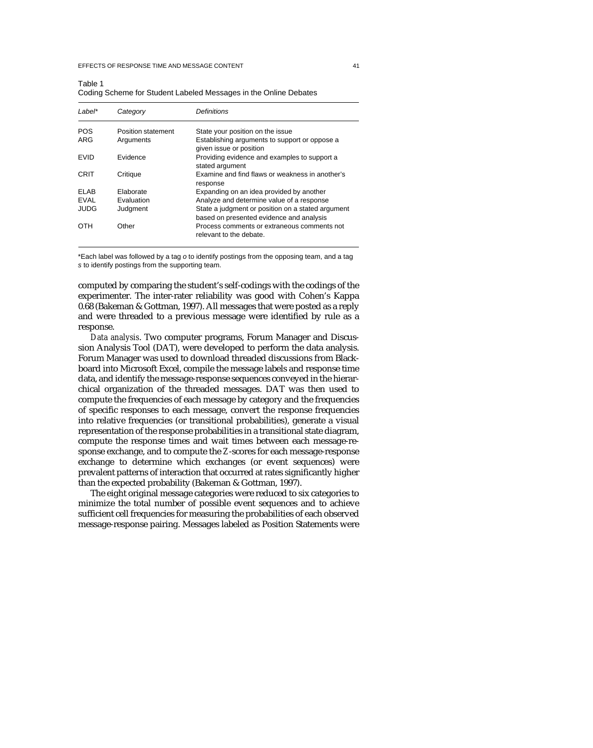Table 1
Coding Scheme for Student Labeled Messages in the Online Debates

| *Label** | *Category* | *Definitions* |
|---|---|---|
| POS | Position statement | State your position on the issue |
| ARG | Arguments | Establishing arguments to support or oppose a given issue or position |
| EVID | Evidence | Providing evidence and examples to support a stated argument |
| CRIT | Critique | Examine and find flaws or weakness in another's response |
| ELAB | Elaborate | Expanding on an idea provided by another |
| EVAL | Evaluation | Analyze and determine value of a response |
| JUDG | Judgment | State a judgment or position on a stated argument based on presented evidence and analysis |
| OTH | Other | Process comments or extraneous comments not relevant to the debate. |

*Each label was followed by a tag *o* to identify postings from the opposing team, and a tag *s* to identify postings from the supporting team.

computed by comparing the student's self-codings with the codings of the experimenter. The inter-rater reliability was good with Cohen's Kappa 0.68 (Bakeman & Gottman, 1997). All messages that were posted as a reply and were threaded to a previous message were identified by rule as a response.

*Data analysis.* Two computer programs, Forum Manager and Discussion Analysis Tool (DAT), were developed to perform the data analysis. Forum Manager was used to download threaded discussions from Blackboard into Microsoft Excel, compile the message labels and response time data, and identify the message-response sequences conveyed in the hierarchical organization of the threaded messages. DAT was then used to compute the frequencies of each message by category and the frequencies of specific responses to each message, convert the response frequencies into relative frequencies (or transitional probabilities), generate a visual representation of the response probabilities in a transitional state diagram, compute the response times and wait times between each message-response exchange, and to compute the *Z*-scores for each message-response exchange to determine which exchanges (or event sequences) were prevalent patterns of interaction that occurred at rates significantly higher than the expected probability (Bakeman & Gottman, 1997).

The eight original message categories were reduced to six categories to minimize the total number of possible event sequences and to achieve sufficient cell frequencies for measuring the probabilities of each observed message-response pairing. Messages labeled as Position Statements were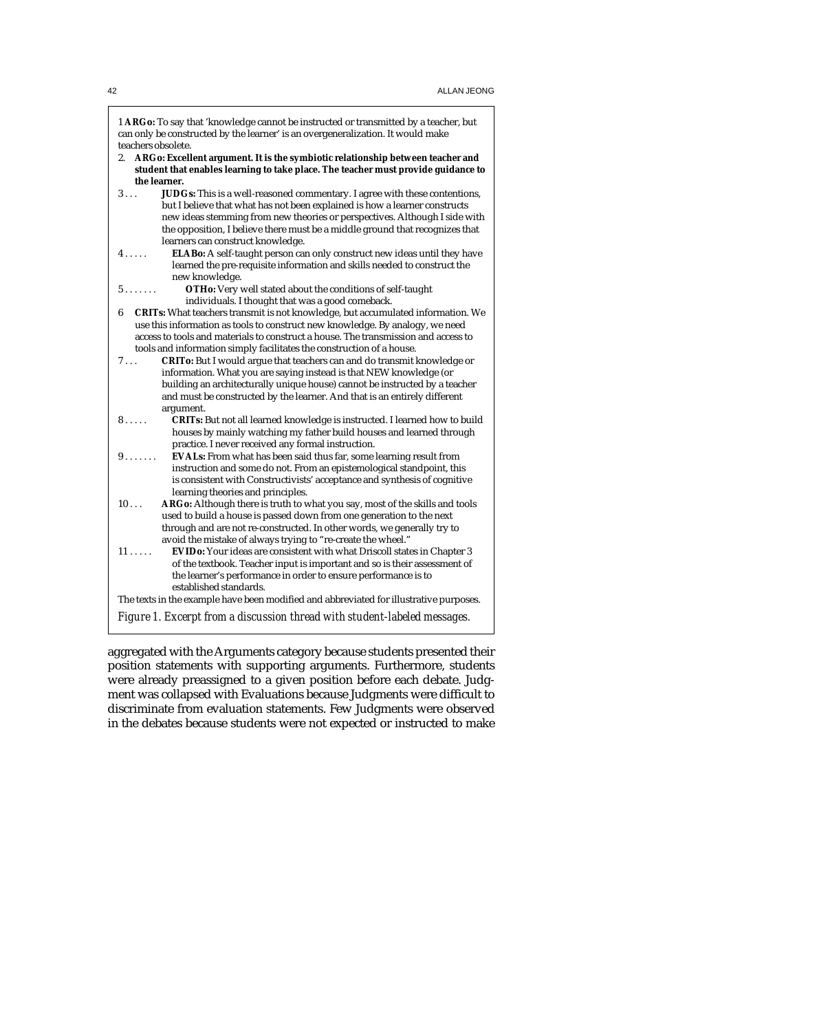1 **ARGo:** To say that 'knowledge cannot be instructed or transmitted by a teacher, but can only be constructed by the learner' is an overgeneralization. It would make teachers obsolete.

2. **ARGo: Excellent argument. It is the symbiotic relationship between teacher and student that enables learning to take place. The teacher must provide guidance to the learner.**

3 . . . **JUDGs:** This is a well-reasoned commentary. I agree with these contentions, but I believe that what has not been explained is how a learner constructs new ideas stemming from new theories or perspectives. Although I side with the opposition, I believe there must be a middle ground that recognizes that learners can construct knowledge.

4 . . . . . **ELABo:** A self-taught person can only construct new ideas until they have learned the pre-requisite information and skills needed to construct the new knowledge.

5 . . . . . . . **OTHo:** Very well stated about the conditions of self-taught individuals. I thought that was a good comeback.

6 **CRITs:** What teachers transmit is not knowledge, but accumulated information. We use this information as tools to construct new knowledge. By analogy, we need access to tools and materials to construct a house. The transmission and access to tools and information simply facilitates the construction of a house.

7 . . . **CRITo:** But I would argue that teachers can and do transmit knowledge or information. What you are saying instead is that NEW knowledge (or building an architecturally unique house) cannot be instructed by a teacher and must be constructed by the learner. And that is an entirely different argument.

8 . . . . . **CRITs:** But not all learned knowledge is instructed. I learned how to build houses by mainly watching my father build houses and learned through practice. I never received any formal instruction.

9 . . . . . . . **EVALs:** From what has been said thus far, some learning result from instruction and some do not. From an epistemological standpoint, this is consistent with Constructivists' acceptance and synthesis of cognitive learning theories and principles.

10 . . . **ARGo:** Although there is truth to what you say, most of the skills and tools used to build a house is passed down from one generation to the next through and are not re-constructed. In other words, we generally try to avoid the mistake of always trying to "re-create the wheel."

11 . . . . . **EVIDo:** Your ideas are consistent with what Driscoll states in Chapter 3 of the textbook. Teacher input is important and so is their assessment of the learner's performance in order to ensure performance is to established standards.

The texts in the example have been modified and abbreviated for illustrative purposes.

*Figure 1. Excerpt from a discussion thread with student-labeled messages.*

aggregated with the Arguments category because students presented their position statements with supporting arguments. Furthermore, students were already preassigned to a given position before each debate. Judgment was collapsed with Evaluations because Judgments were difficult to discriminate from evaluation statements. Few Judgments were observed in the debates because students were not expected or instructed to make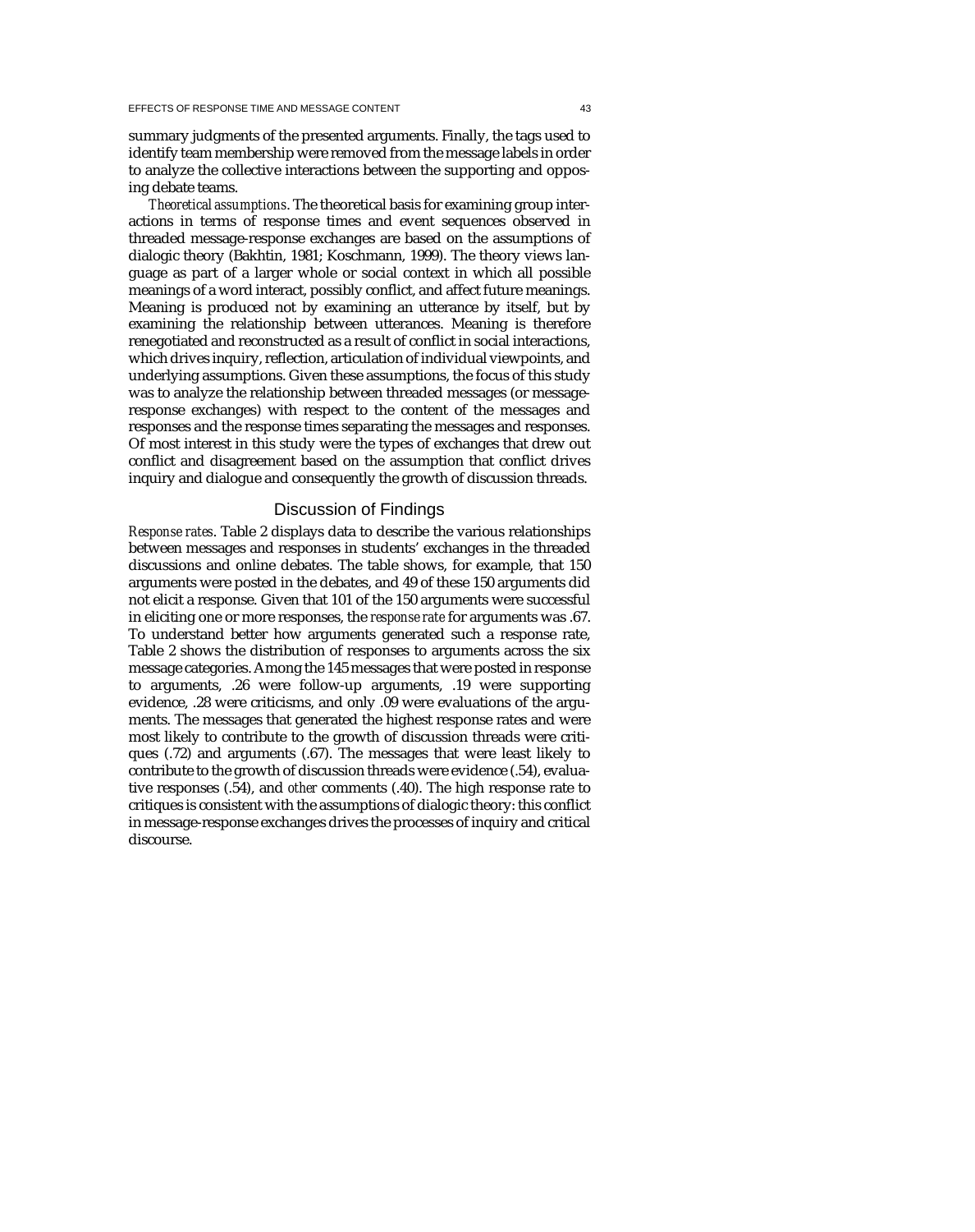summary judgments of the presented arguments. Finally, the tags used to identify team membership were removed from the message labels in order to analyze the collective interactions between the supporting and opposing debate teams.

*Theoretical assumptions*. The theoretical basis for examining group interactions in terms of response times and event sequences observed in threaded message-response exchanges are based on the assumptions of dialogic theory (Bakhtin, 1981; Koschmann, 1999). The theory views language as part of a larger whole or social context in which all possible meanings of a word interact, possibly conflict, and affect future meanings. Meaning is produced not by examining an utterance by itself, but by examining the relationship between utterances. Meaning is therefore renegotiated and reconstructed as a result of conflict in social interactions, which drives inquiry, reflection, articulation of individual viewpoints, and underlying assumptions. Given these assumptions, the focus of this study was to analyze the relationship between threaded messages (or message-response exchanges) with respect to the content of the messages and responses and the response times separating the messages and responses. Of most interest in this study were the types of exchanges that drew out conflict and disagreement based on the assumption that conflict drives inquiry and dialogue and consequently the growth of discussion threads.

## Discussion of Findings

*Response rates*. Table 2 displays data to describe the various relationships between messages and responses in students' exchanges in the threaded discussions and online debates. The table shows, for example, that 150 arguments were posted in the debates, and 49 of these 150 arguments did not elicit a response. Given that 101 of the 150 arguments were successful in eliciting one or more responses, the *response rate* for arguments was .67. To understand better how arguments generated such a response rate, Table 2 shows the distribution of responses to arguments across the six message categories. Among the 145 messages that were posted in response to arguments, .26 were follow-up arguments, .19 were supporting evidence, .28 were criticisms, and only .09 were evaluations of the arguments. The messages that generated the highest response rates and were most likely to contribute to the growth of discussion threads were critiques (.72) and arguments (.67). The messages that were least likely to contribute to the growth of discussion threads were evidence (.54), evaluative responses (.54), and *other* comments (.40). The high response rate to critiques is consistent with the assumptions of dialogic theory: this conflict in message-response exchanges drives the processes of inquiry and critical discourse.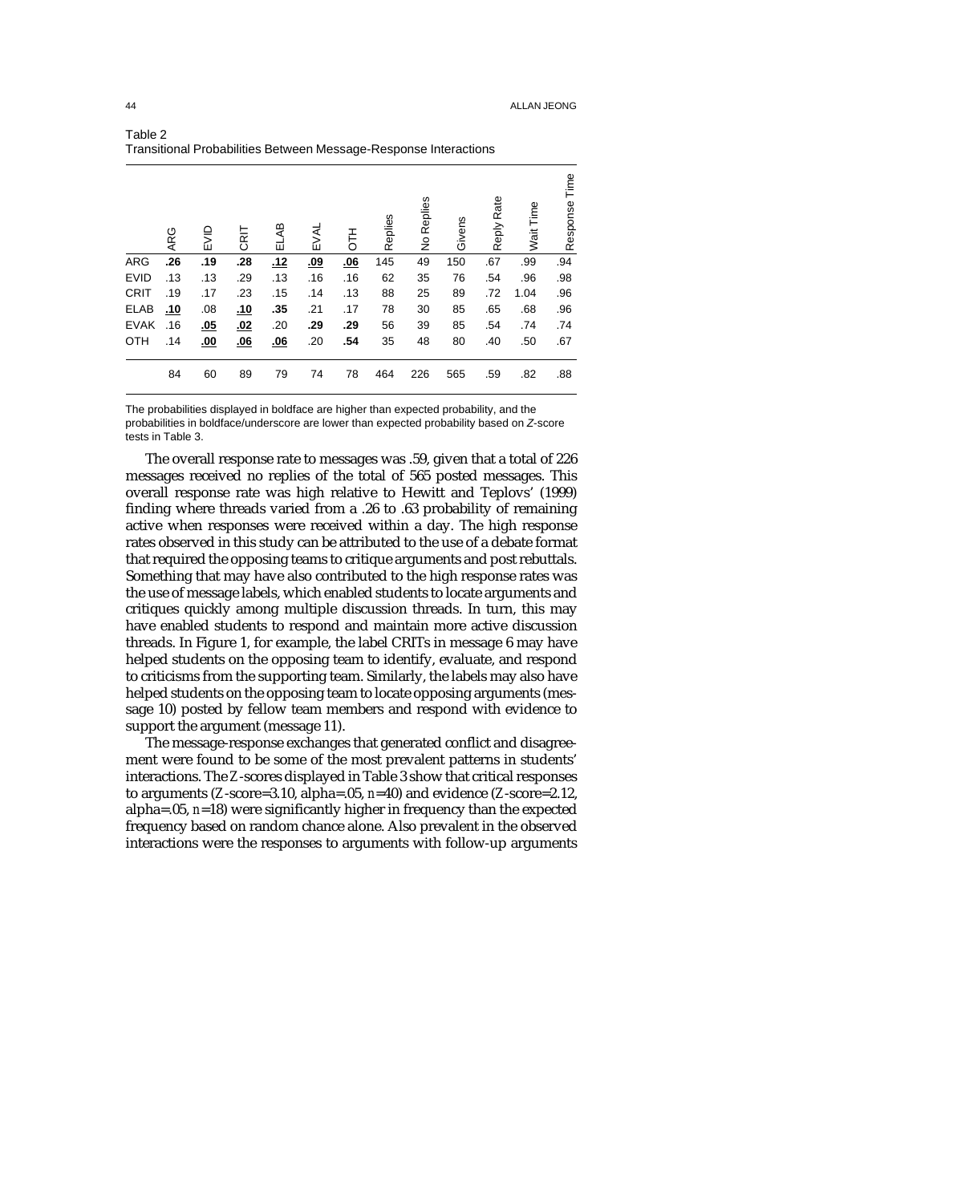Table 2
Transitional Probabilities Between Message-Response Interactions

| | ARG | EVID | CRIT | ELAB | EVAL | OTH | Replies | No Replies | Givens | Reply Rate | Wait Time | Response Time |
|---|---|---|---|---|---|---|---|---|---|---|---|---|
| ARG | **.26** | **.19** | **.28** | **<u>.12</u>** | **<u>.09</u>** | **<u>.06</u>** | 145 | 49 | 150 | .67 | .99 | .94 |
| EVID | .13 | .13 | .29 | .13 | .16 | .16 | 62 | 35 | 76 | .54 | .96 | .98 |
| CRIT | .19 | .17 | .23 | .15 | .14 | .13 | 88 | 25 | 89 | .72 | 1.04 | .96 |
| ELAB | **<u>.10</u>** | .08 | **<u>.10</u>** | **.35** | .21 | .17 | 78 | 30 | 85 | .65 | .68 | .96 |
| EVAK | .16 | **<u>.05</u>** | **<u>.02</u>** | .20 | **.29** | **.29** | 56 | 39 | 85 | .54 | .74 | .74 |
| OTH | .14 | **<u>.00</u>** | **<u>.06</u>** | **<u>.06</u>** | .20 | **.54** | 35 | 48 | 80 | .40 | .50 | .67 |
| | 84 | 60 | 89 | 79 | 74 | 78 | 464 | 226 | 565 | .59 | .82 | .88 |

The probabilities displayed in boldface are higher than expected probability, and the probabilities in boldface/underscore are lower than expected probability based on *Z*-score tests in Table 3.

The overall response rate to messages was .59, given that a total of 226 messages received no replies of the total of 565 posted messages. This overall response rate was high relative to Hewitt and Teplovs' (1999) finding where threads varied from a .26 to .63 probability of remaining active when responses were received within a day. The high response rates observed in this study can be attributed to the use of a debate format that required the opposing teams to critique arguments and post rebuttals. Something that may have also contributed to the high response rates was the use of message labels, which enabled students to locate arguments and critiques quickly among multiple discussion threads. In turn, this may have enabled students to respond and maintain more active discussion threads. In Figure 1, for example, the label CRITs in message 6 may have helped students on the opposing team to identify, evaluate, and respond to criticisms from the supporting team. Similarly, the labels may also have helped students on the opposing team to locate opposing arguments (message 10) posted by fellow team members and respond with evidence to support the argument (message 11).

The message-response exchanges that generated conflict and disagreement were found to be some of the most prevalent patterns in students' interactions. The *Z*-scores displayed in Table 3 show that critical responses to arguments (*Z*-score=3.10, alpha=.05, *n*=40) and evidence (*Z*-score=2.12, alpha=.05, *n*=18) were significantly higher in frequency than the expected frequency based on random chance alone. Also prevalent in the observed interactions were the responses to arguments with follow-up arguments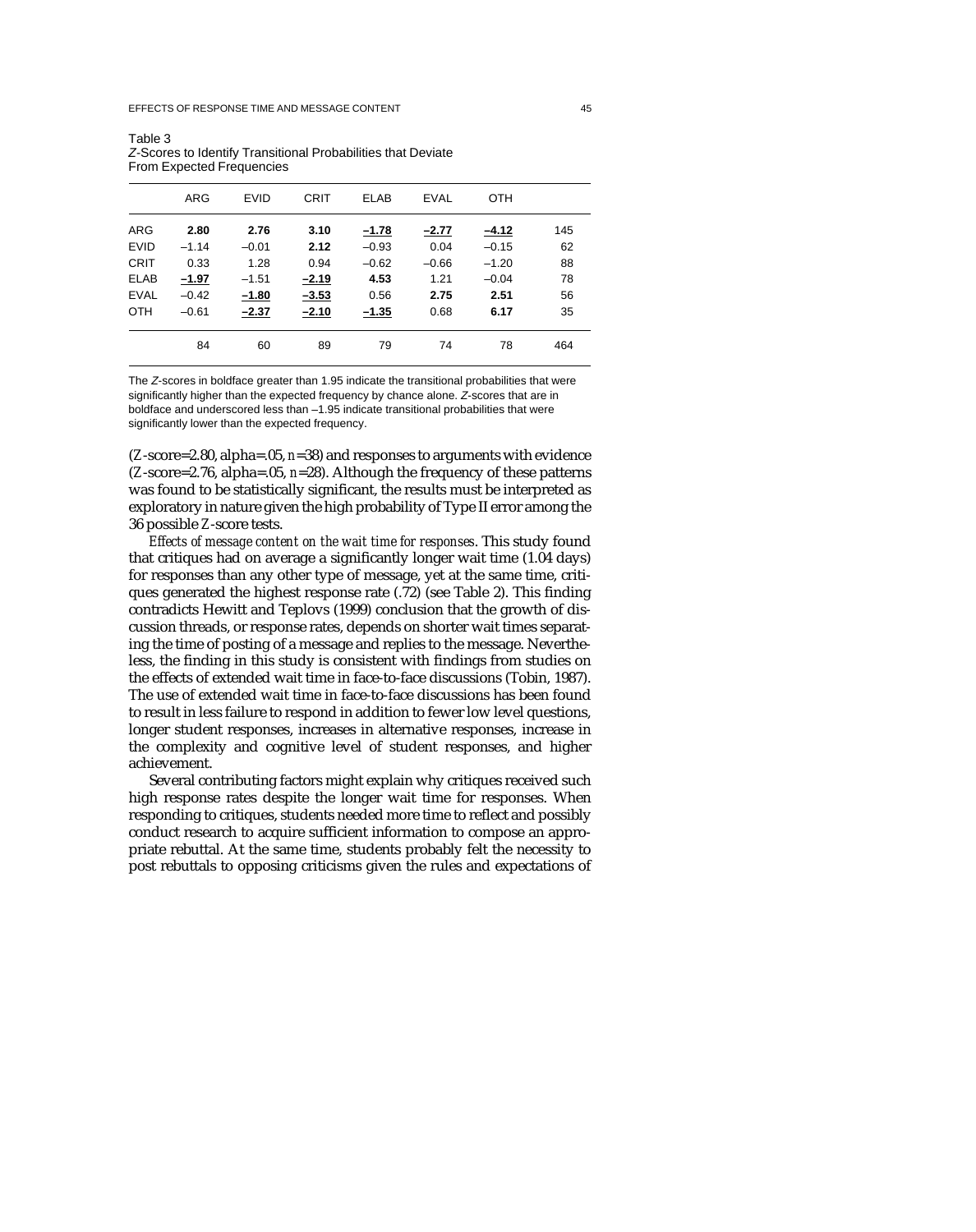Table 3
*Z*-Scores to Identify Transitional Probabilities that Deviate From Expected Frequencies

| | ARG | EVID | CRIT | ELAB | EVAL | OTH | |
|---|---|---|---|---|---|---|---|
| ARG | **2.80** | **2.76** | **3.10** | **<u>–1.78</u>** | **<u>–2.77</u>** | **<u>–4.12</u>** | 145 |
| EVID | –1.14 | –0.01 | **2.12** | –0.93 | 0.04 | –0.15 | 62 |
| CRIT | 0.33 | 1.28 | 0.94 | –0.62 | –0.66 | –1.20 | 88 |
| ELAB | **<u>–1.97</u>** | –1.51 | **<u>–2.19</u>** | **4.53** | 1.21 | –0.04 | 78 |
| EVAL | –0.42 | **<u>–1.80</u>** | **<u>–3.53</u>** | 0.56 | **2.75** | **2.51** | 56 |
| OTH | –0.61 | **<u>–2.37</u>** | **<u>–2.10</u>** | **<u>–1.35</u>** | 0.68 | **6.17** | 35 |
| | 84 | 60 | 89 | 79 | 74 | 78 | 464 |

The *Z*-scores in boldface greater than 1.95 indicate the transitional probabilities that were significantly higher than the expected frequency by chance alone. *Z*-scores that are in boldface and underscored less than –1.95 indicate transitional probabilities that were significantly lower than the expected frequency.

(*Z*-score=2.80, alpha=.05, *n*=38) and responses to arguments with evidence (*Z*-score=2.76, alpha=.05, *n*=28). Although the frequency of these patterns was found to be statistically significant, the results must be interpreted as exploratory in nature given the high probability of Type II error among the 36 possible *Z*-score tests.

*Effects of message content on the wait time for responses*. This study found that critiques had on average a significantly longer wait time (1.04 days) for responses than any other type of message, yet at the same time, critiques generated the highest response rate (.72) (see Table 2). This finding contradicts Hewitt and Teplovs (1999) conclusion that the growth of discussion threads, or response rates, depends on shorter wait times separating the time of posting of a message and replies to the message. Nevertheless, the finding in this study is consistent with findings from studies on the effects of extended wait time in face-to-face discussions (Tobin, 1987). The use of extended wait time in face-to-face discussions has been found to result in less failure to respond in addition to fewer low level questions, longer student responses, increases in alternative responses, increase in the complexity and cognitive level of student responses, and higher achievement.

Several contributing factors might explain why critiques received such high response rates despite the longer wait time for responses. When responding to critiques, students needed more time to reflect and possibly conduct research to acquire sufficient information to compose an appropriate rebuttal. At the same time, students probably felt the necessity to post rebuttals to opposing criticisms given the rules and expectations of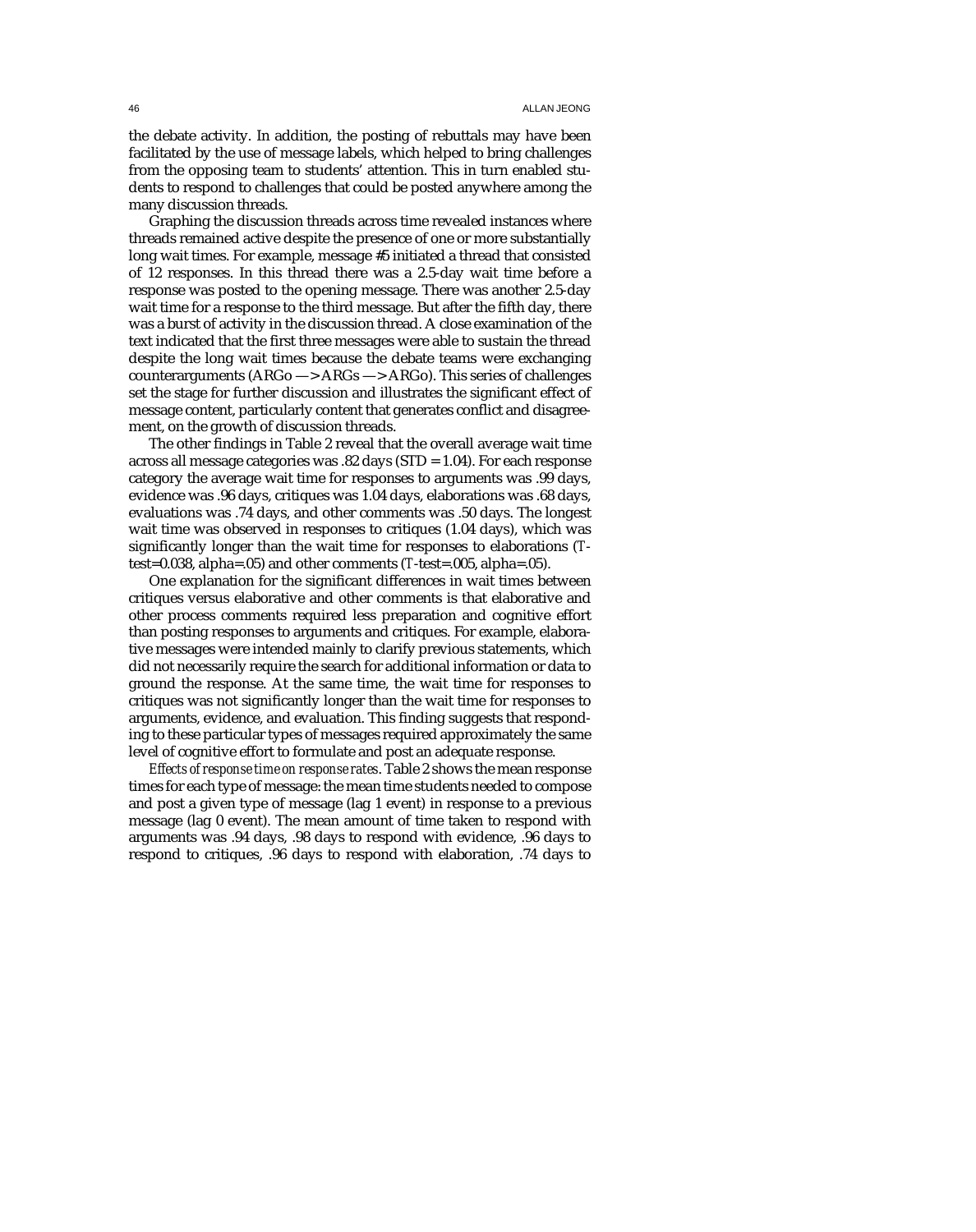the debate activity. In addition, the posting of rebuttals may have been facilitated by the use of message labels, which helped to bring challenges from the opposing team to students' attention. This in turn enabled students to respond to challenges that could be posted anywhere among the many discussion threads.

Graphing the discussion threads across time revealed instances where threads remained active despite the presence of one or more substantially long wait times. For example, message #5 initiated a thread that consisted of 12 responses. In this thread there was a 2.5-day wait time before a response was posted to the opening message. There was another 2.5-day wait time for a response to the third message. But after the fifth day, there was a burst of activity in the discussion thread. A close examination of the text indicated that the first three messages were able to sustain the thread despite the long wait times because the debate teams were exchanging counterarguments (ARGo —> ARGs —> ARGo). This series of challenges set the stage for further discussion and illustrates the significant effect of message content, particularly content that generates conflict and disagreement, on the growth of discussion threads.

The other findings in Table 2 reveal that the overall average wait time across all message categories was .82 days (STD = 1.04). For each response category the average wait time for responses to arguments was .99 days, evidence was .96 days, critiques was 1.04 days, elaborations was .68 days, evaluations was .74 days, and other comments was .50 days. The longest wait time was observed in responses to critiques (1.04 days), which was significantly longer than the wait time for responses to elaborations (*T*-test=0.038, alpha=.05) and other comments (*T*-test=.005, alpha=.05).

One explanation for the significant differences in wait times between critiques versus elaborative and other comments is that elaborative and other process comments required less preparation and cognitive effort than posting responses to arguments and critiques. For example, elaborative messages were intended mainly to clarify previous statements, which did not necessarily require the search for additional information or data to ground the response. At the same time, the wait time for responses to critiques was not significantly longer than the wait time for responses to arguments, evidence, and evaluation. This finding suggests that responding to these particular types of messages required approximately the same level of cognitive effort to formulate and post an adequate response.

*Effects of response time on response rates*. Table 2 shows the mean response times for each type of message: the mean time students needed to compose and post a given type of message (lag 1 event) in response to a previous message (lag 0 event). The mean amount of time taken to respond with arguments was .94 days, .98 days to respond with evidence, .96 days to respond to critiques, .96 days to respond with elaboration, .74 days to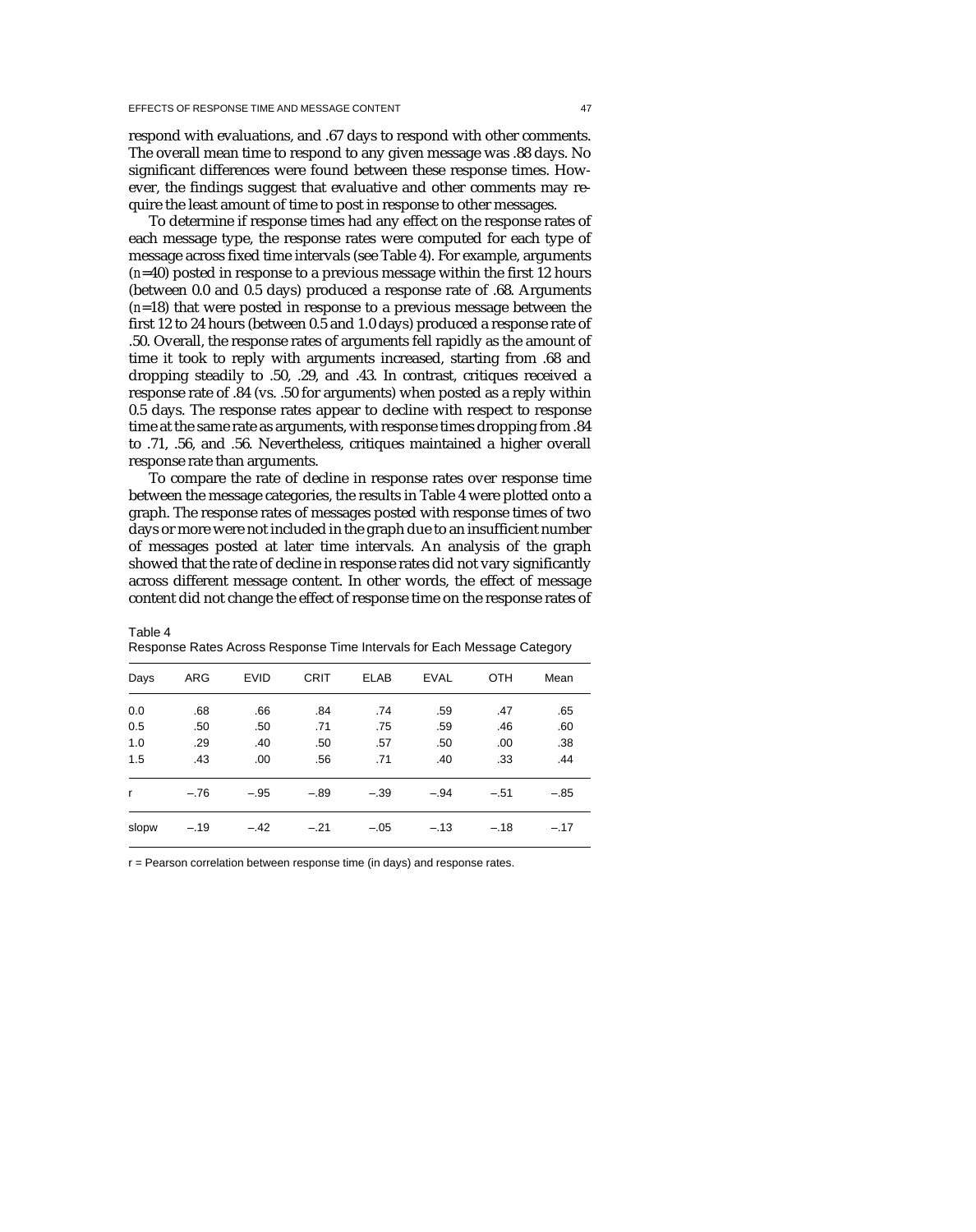respond with evaluations, and .67 days to respond with other comments. The overall mean time to respond to any given message was .88 days. No significant differences were found between these response times. However, the findings suggest that evaluative and other comments may require the least amount of time to post in response to other messages.

To determine if response times had any effect on the response rates of each message type, the response rates were computed for each type of message across fixed time intervals (see Table 4). For example, arguments ($n$=40) posted in response to a previous message within the first 12 hours (between 0.0 and 0.5 days) produced a response rate of .68. Arguments ($n$=18) that were posted in response to a previous message between the first 12 to 24 hours (between 0.5 and 1.0 days) produced a response rate of .50. Overall, the response rates of arguments fell rapidly as the amount of time it took to reply with arguments increased, starting from .68 and dropping steadily to .50, .29, and .43. In contrast, critiques received a response rate of .84 (vs. .50 for arguments) when posted as a reply within 0.5 days. The response rates appear to decline with respect to response time at the same rate as arguments, with response times dropping from .84 to .71, .56, and .56. Nevertheless, critiques maintained a higher overall response rate than arguments.

To compare the rate of decline in response rates over response time between the message categories, the results in Table 4 were plotted onto a graph. The response rates of messages posted with response times of two days or more were not included in the graph due to an insufficient number of messages posted at later time intervals. An analysis of the graph showed that the rate of decline in response rates did not vary significantly across different message content. In other words, the effect of message content did not change the effect of response time on the response rates of

Table 4
Response Rates Across Response Time Intervals for Each Message Category

| Days | ARG | EVID | CRIT | ELAB | EVAL | OTH | Mean |
|---|---|---|---|---|---|---|---|
| 0.0 | .68 | .66 | .84 | .74 | .59 | .47 | .65 |
| 0.5 | .50 | .50 | .71 | .75 | .59 | .46 | .60 |
| 1.0 | .29 | .40 | .50 | .57 | .50 | .00 | .38 |
| 1.5 | .43 | .00 | .56 | .71 | .40 | .33 | .44 |
| r | –.76 | –.95 | –.89 | –.39 | –.94 | –.51 | –.85 |
| slopw | –.19 | –.42 | –.21 | –.05 | –.13 | –.18 | –.17 |

r = Pearson correlation between response time (in days) and response rates.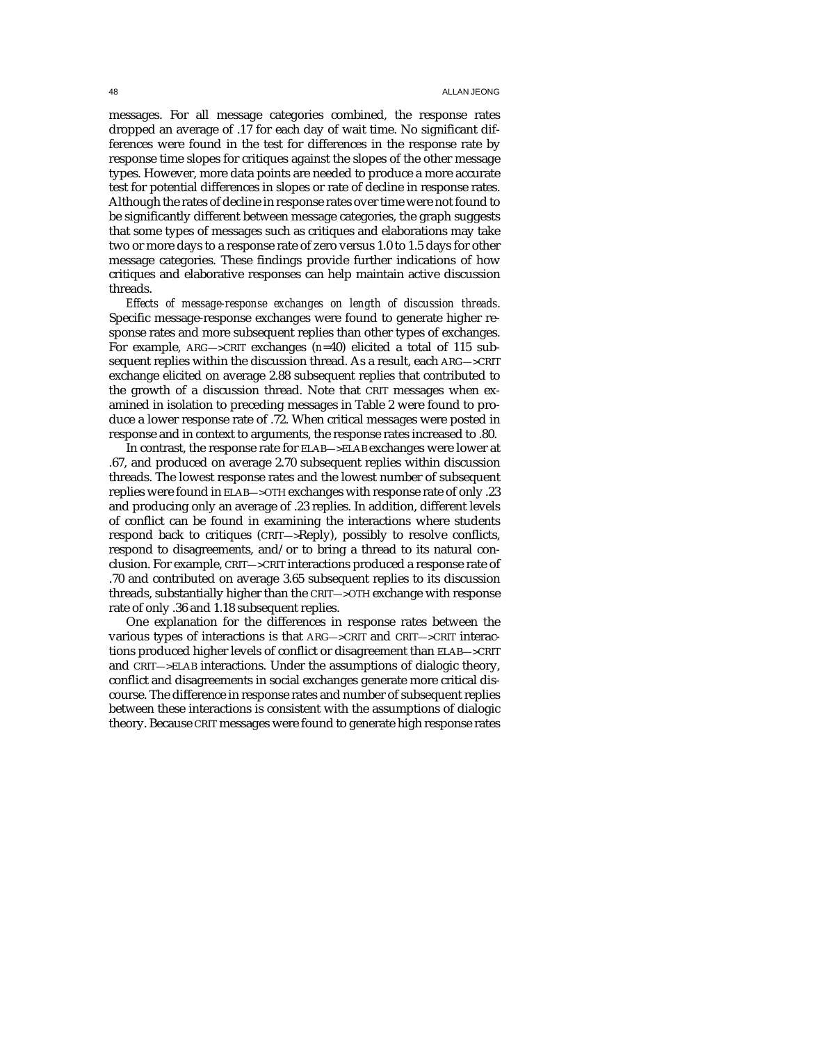messages. For all message categories combined, the response rates dropped an average of .17 for each day of wait time. No significant differences were found in the test for differences in the response rate by response time slopes for critiques against the slopes of the other message types. However, more data points are needed to produce a more accurate test for potential differences in slopes or rate of decline in response rates. Although the rates of decline in response rates over time were not found to be significantly different between message categories, the graph suggests that some types of messages such as critiques and elaborations may take two or more days to a response rate of zero versus 1.0 to 1.5 days for other message categories. These findings provide further indications of how critiques and elaborative responses can help maintain active discussion threads.

*Effects of message-response exchanges on length of discussion threads*. Specific message-response exchanges were found to generate higher response rates and more subsequent replies than other types of exchanges. For example, ARG—>CRIT exchanges (*n*=40) elicited a total of 115 subsequent replies within the discussion thread. As a result, each ARG—>CRIT exchange elicited on average 2.88 subsequent replies that contributed to the growth of a discussion thread. Note that CRIT messages when examined in isolation to preceding messages in Table 2 were found to produce a lower response rate of .72. When critical messages were posted in response and in context to arguments, the response rates increased to .80.

In contrast, the response rate for ELAB—>ELAB exchanges were lower at .67, and produced on average 2.70 subsequent replies within discussion threads. The lowest response rates and the lowest number of subsequent replies were found in ELAB—>OTH exchanges with response rate of only .23 and producing only an average of .23 replies. In addition, different levels of conflict can be found in examining the interactions where students respond back to critiques (CRIT—>Reply), possibly to resolve conflicts, respond to disagreements, and/or to bring a thread to its natural conclusion. For example, CRIT—>CRIT interactions produced a response rate of .70 and contributed on average 3.65 subsequent replies to its discussion threads, substantially higher than the CRIT—>OTH exchange with response rate of only .36 and 1.18 subsequent replies.

One explanation for the differences in response rates between the various types of interactions is that ARG—>CRIT and CRIT—>CRIT interactions produced higher levels of conflict or disagreement than ELAB—>CRIT and CRIT—>ELAB interactions. Under the assumptions of dialogic theory, conflict and disagreements in social exchanges generate more critical discourse. The difference in response rates and number of subsequent replies between these interactions is consistent with the assumptions of dialogic theory. Because CRIT messages were found to generate high response rates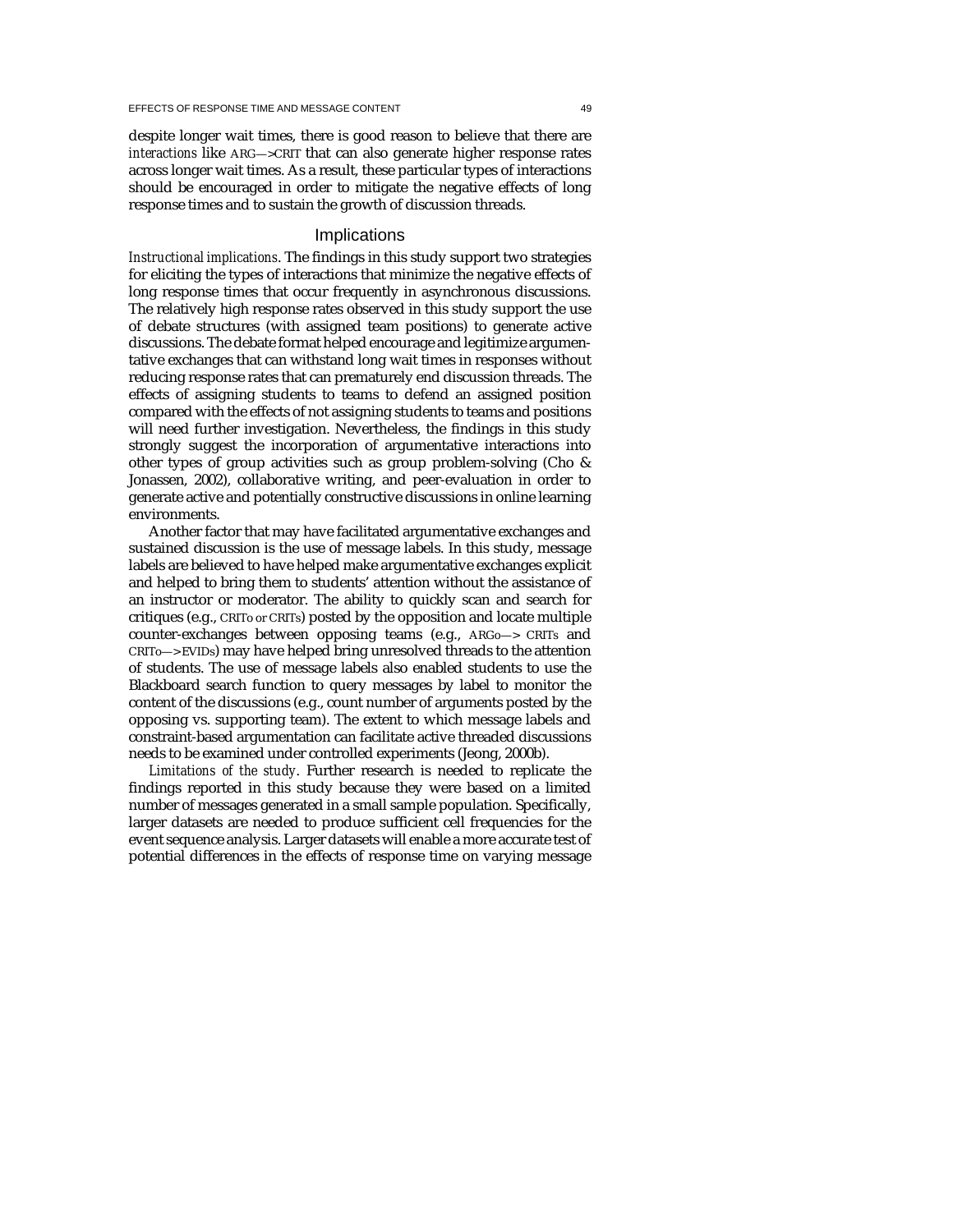despite longer wait times, there is good reason to believe that there are *interactions* like ARG—>CRIT that can also generate higher response rates across longer wait times. As a result, these particular types of interactions should be encouraged in order to mitigate the negative effects of long response times and to sustain the growth of discussion threads.

## Implications

*Instructional implications*. The findings in this study support two strategies for eliciting the types of interactions that minimize the negative effects of long response times that occur frequently in asynchronous discussions. The relatively high response rates observed in this study support the use of debate structures (with assigned team positions) to generate active discussions. The debate format helped encourage and legitimize argumentative exchanges that can withstand long wait times in responses without reducing response rates that can prematurely end discussion threads. The effects of assigning students to teams to defend an assigned position compared with the effects of not assigning students to teams and positions will need further investigation. Nevertheless, the findings in this study strongly suggest the incorporation of argumentative interactions into other types of group activities such as group problem-solving (Cho & Jonassen, 2002), collaborative writing, and peer-evaluation in order to generate active and potentially constructive discussions in online learning environments.

Another factor that may have facilitated argumentative exchanges and sustained discussion is the use of message labels. In this study, message labels are believed to have helped make argumentative exchanges explicit and helped to bring them to students' attention without the assistance of an instructor or moderator. The ability to quickly scan and search for critiques (e.g., CRITo or CRITs) posted by the opposition and locate multiple counter-exchanges between opposing teams (e.g., ARGo—> CRITs and CRITo—>EVIDs) may have helped bring unresolved threads to the attention of students. The use of message labels also enabled students to use the Blackboard search function to query messages by label to monitor the content of the discussions (e.g., count number of arguments posted by the opposing vs. supporting team). The extent to which message labels and constraint-based argumentation can facilitate active threaded discussions needs to be examined under controlled experiments (Jeong, 2000b).

*Limitations of the study*. Further research is needed to replicate the findings reported in this study because they were based on a limited number of messages generated in a small sample population. Specifically, larger datasets are needed to produce sufficient cell frequencies for the event sequence analysis. Larger datasets will enable a more accurate test of potential differences in the effects of response time on varying message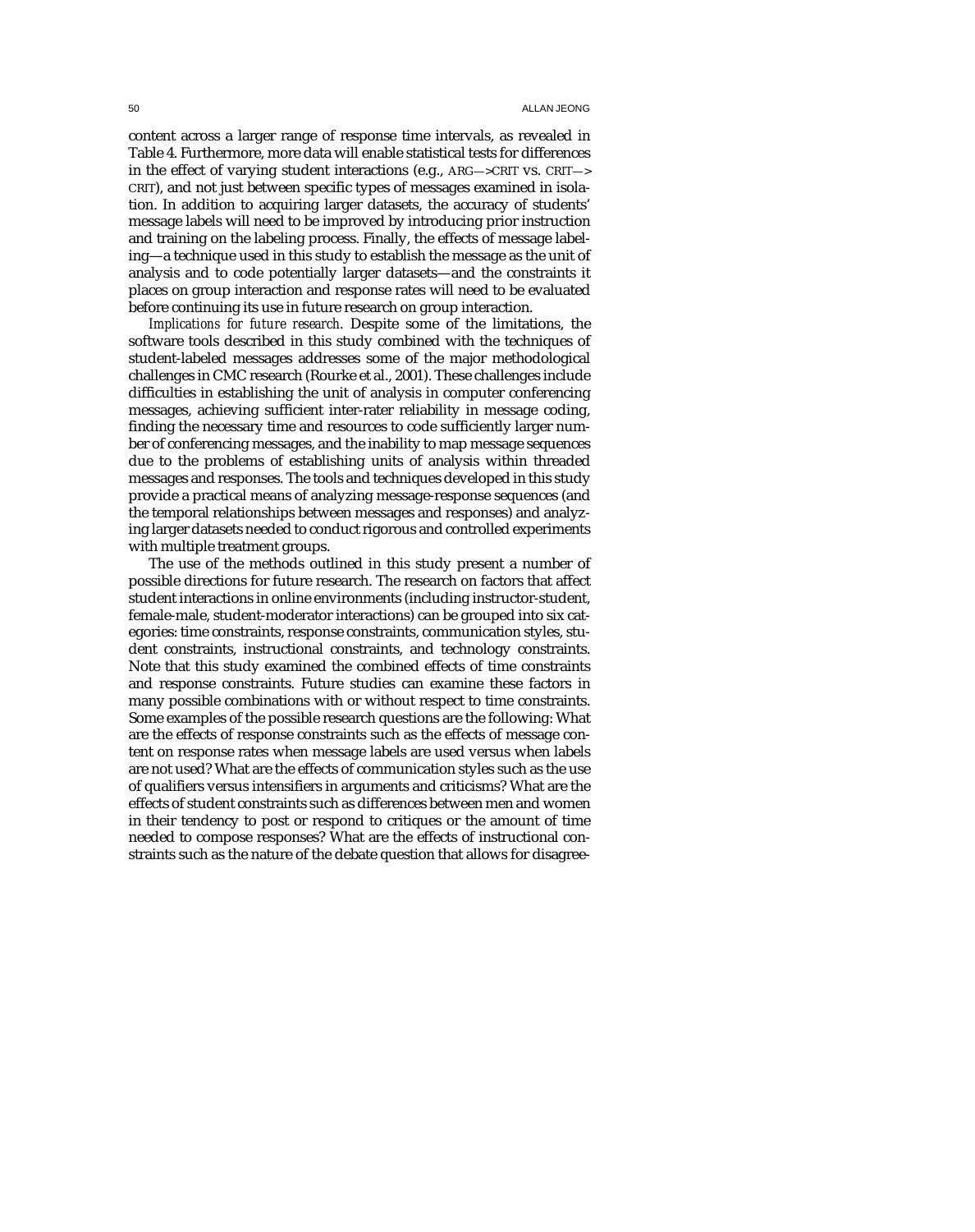content across a larger range of response time intervals, as revealed in Table 4. Furthermore, more data will enable statistical tests for differences in the effect of varying student interactions (e.g., ARG—>CRIT vs. CRIT—> CRIT), and not just between specific types of messages examined in isolation. In addition to acquiring larger datasets, the accuracy of students' message labels will need to be improved by introducing prior instruction and training on the labeling process. Finally, the effects of message labeling—a technique used in this study to establish the message as the unit of analysis and to code potentially larger datasets—and the constraints it places on group interaction and response rates will need to be evaluated before continuing its use in future research on group interaction.

*Implications for future research*. Despite some of the limitations, the software tools described in this study combined with the techniques of student-labeled messages addresses some of the major methodological challenges in CMC research (Rourke et al., 2001). These challenges include difficulties in establishing the unit of analysis in computer conferencing messages, achieving sufficient inter-rater reliability in message coding, finding the necessary time and resources to code sufficiently larger number of conferencing messages, and the inability to map message sequences due to the problems of establishing units of analysis within threaded messages and responses. The tools and techniques developed in this study provide a practical means of analyzing message-response sequences (and the temporal relationships between messages and responses) and analyzing larger datasets needed to conduct rigorous and controlled experiments with multiple treatment groups.

The use of the methods outlined in this study present a number of possible directions for future research. The research on factors that affect student interactions in online environments (including instructor-student, female-male, student-moderator interactions) can be grouped into six categories: time constraints, response constraints, communication styles, student constraints, instructional constraints, and technology constraints. Note that this study examined the combined effects of time constraints and response constraints. Future studies can examine these factors in many possible combinations with or without respect to time constraints. Some examples of the possible research questions are the following: What are the effects of response constraints such as the effects of message content on response rates when message labels are used versus when labels are not used? What are the effects of communication styles such as the use of qualifiers versus intensifiers in arguments and criticisms? What are the effects of student constraints such as differences between men and women in their tendency to post or respond to critiques or the amount of time needed to compose responses? What are the effects of instructional constraints such as the nature of the debate question that allows for disagree-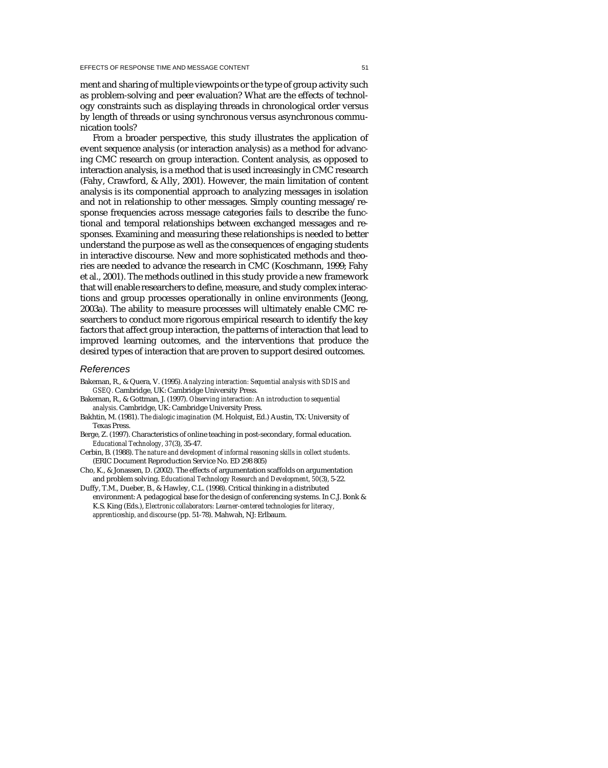ment and sharing of multiple viewpoints or the type of group activity such as problem-solving and peer evaluation? What are the effects of technology constraints such as displaying threads in chronological order versus by length of threads or using synchronous versus asynchronous communication tools?

From a broader perspective, this study illustrates the application of event sequence analysis (or interaction analysis) as a method for advancing CMC research on group interaction. Content analysis, as opposed to interaction analysis, is a method that is used increasingly in CMC research (Fahy, Crawford, & Ally, 2001). However, the main limitation of content analysis is its componential approach to analyzing messages in isolation and not in relationship to other messages. Simply counting message/response frequencies across message categories fails to describe the functional and temporal relationships between exchanged messages and responses. Examining and measuring these relationships is needed to better understand the purpose as well as the consequences of engaging students in interactive discourse. New and more sophisticated methods and theories are needed to advance the research in CMC (Koschmann, 1999; Fahy et al., 2001). The methods outlined in this study provide a new framework that will enable researchers to define, measure, and study complex interactions and group processes operationally in online environments (Jeong, 2003a). The ability to measure processes will ultimately enable CMC researchers to conduct more rigorous empirical research to identify the key factors that affect group interaction, the patterns of interaction that lead to improved learning outcomes, and the interventions that produce the desired types of interaction that are proven to support desired outcomes.

## References

Bakeman, R., & Quera, V. (1995). *Analyzing interaction: Sequential analysis with SDIS and GSEQ*. Cambridge, UK: Cambridge University Press.

Bakeman, R., & Gottman, J. (1997). *Observing interaction: An introduction to sequential analysis*. Cambridge, UK: Cambridge University Press.

Bakhtin, M. (1981). *The dialogic imagination* (M. Holquist, Ed.) Austin, TX: University of Texas Press.

Berge, Z. (1997). Characteristics of online teaching in post-secondary, formal education. *Educational Technology, 37*(3), 35-47.

Cerbin, B. (1988). *The nature and development of informal reasoning skills in collect students*. (ERIC Document Reproduction Service No. ED 298 805)

Cho, K., & Jonassen, D. (2002). The effects of argumentation scaffolds on argumentation and problem solving. *Educational Technology Research and Development, 50*(3), 5-22.

Duffy, T.M., Dueber, B., & Hawley, C.L. (1998). Critical thinking in a distributed environment: A pedagogical base for the design of conferencing systems. In C.J. Bonk & K.S. King (Eds.), *Electronic collaborators: Learner-centered technologies for literacy, apprenticeship, and discourse* (pp. 51-78). Mahwah, NJ: Erlbaum.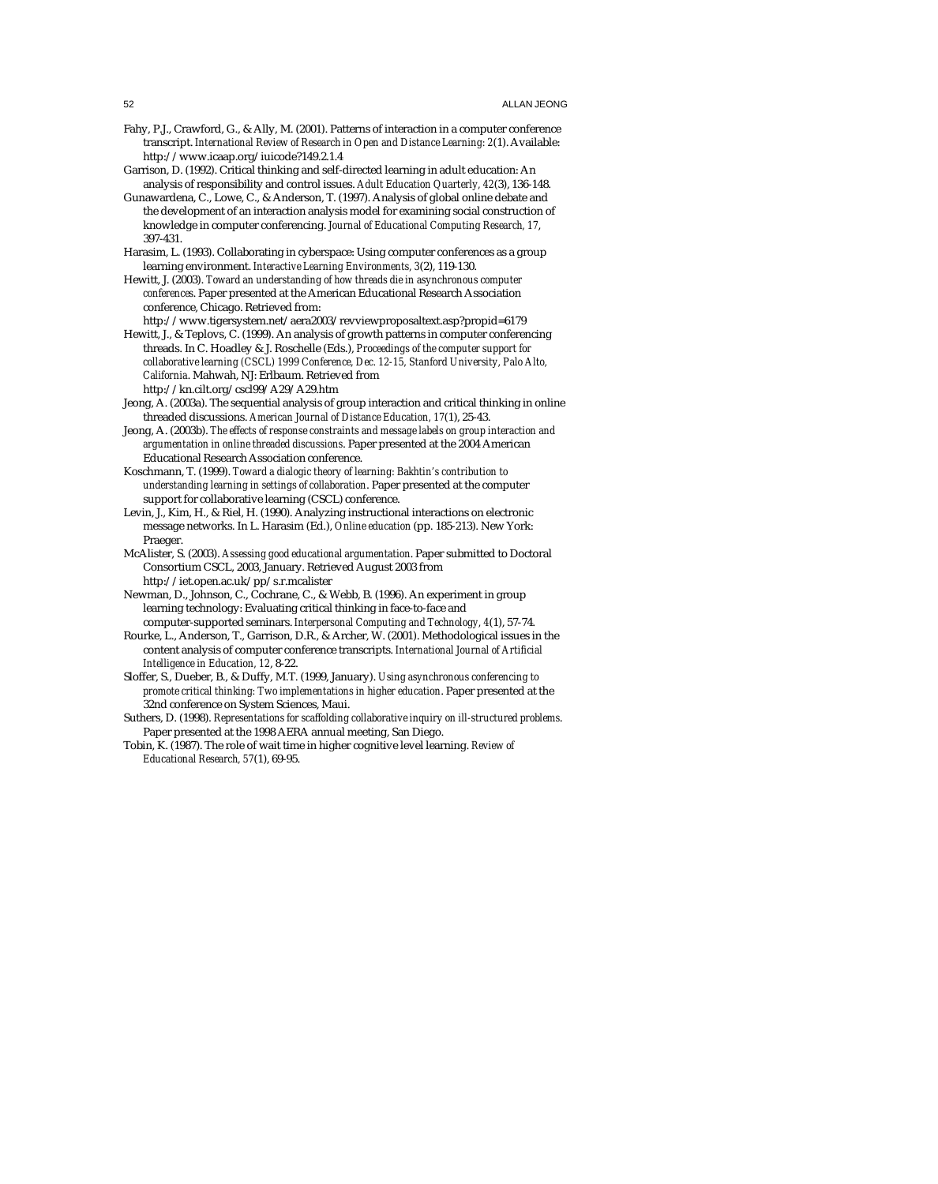Fahy, P.J., Crawford, G., & Ally, M. (2001). Patterns of interaction in a computer conference transcript. *International Review of Research in Open and Distance Learning: 2*(1). Available: http://www.icaap.org/iuicode?149.2.1.4

Garrison, D. (1992). Critical thinking and self-directed learning in adult education: An analysis of responsibility and control issues. *Adult Education Quarterly, 42*(3), 136-148.

Gunawardena, C., Lowe, C., & Anderson, T. (1997). Analysis of global online debate and the development of an interaction analysis model for examining social construction of knowledge in computer conferencing. *Journal of Educational Computing Research, 17*, 397-431.

Harasim, L. (1993). Collaborating in cyberspace: Using computer conferences as a group learning environment. *Interactive Learning Environments, 3*(2), 119-130.

Hewitt, J. (2003). *Toward an understanding of how threads die in asynchronous computer conferences*. Paper presented at the American Educational Research Association conference, Chicago. Retrieved from: http://www.tigersystem.net/aera2003/revviewproposaltext.asp?propid=6179

Hewitt, J., & Teplovs, C. (1999). An analysis of growth patterns in computer conferencing threads. In C. Hoadley & J. Roschelle (Eds.), *Proceedings of the computer support for collaborative learning (CSCL) 1999 Conference, Dec. 12-15, Stanford University, Palo Alto, California*. Mahwah, NJ: Erlbaum. Retrieved from http://kn.cilt.org/cscl99/A29/A29.htm

Jeong, A. (2003a). The sequential analysis of group interaction and critical thinking in online threaded discussions. *American Journal of Distance Education, 17*(1), 25-43.

Jeong, A. (2003b). *The effects of response constraints and message labels on group interaction and argumentation in online threaded discussions*. Paper presented at the 2004 American Educational Research Association conference.

Koschmann, T. (1999). *Toward a dialogic theory of learning: Bakhtin's contribution to understanding learning in settings of collaboration*. Paper presented at the computer support for collaborative learning (CSCL) conference.

Levin, J., Kim, H., & Riel, H. (1990). Analyzing instructional interactions on electronic message networks. In L. Harasim (Ed.), *Online education* (pp. 185-213). New York: Praeger.

McAlister, S. (2003). *Assessing good educational argumentation*. Paper submitted to Doctoral Consortium CSCL, 2003, January. Retrieved August 2003 from http://iet.open.ac.uk/pp/s.r.mcalister

Newman, D., Johnson, C., Cochrane, C., & Webb, B. (1996). An experiment in group learning technology: Evaluating critical thinking in face-to-face and computer-supported seminars. *Interpersonal Computing and Technology, 4*(1), 57-74.

Rourke, L., Anderson, T., Garrison, D.R., & Archer, W. (2001). Methodological issues in the content analysis of computer conference transcripts. *International Journal of Artificial Intelligence in Education, 12*, 8-22.

Sloffer, S., Dueber, B., & Duffy, M.T. (1999, January). *Using asynchronous conferencing to promote critical thinking: Two implementations in higher education*. Paper presented at the 32nd conference on System Sciences, Maui.

Suthers, D. (1998). *Representations for scaffolding collaborative inquiry on ill-structured problems*. Paper presented at the 1998 AERA annual meeting, San Diego.

Tobin, K. (1987). The role of wait time in higher cognitive level learning. *Review of Educational Research, 57*(1), 69-95.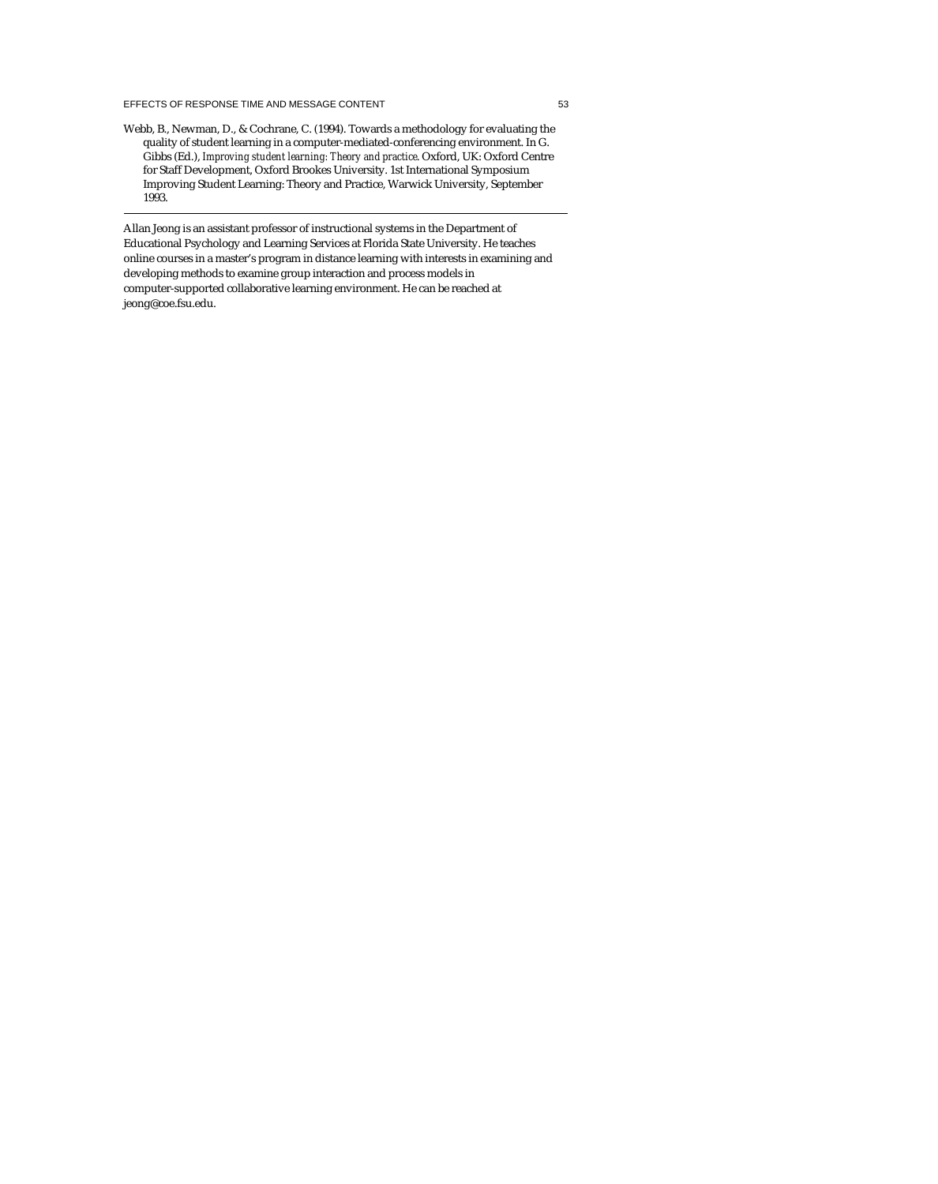Webb, B., Newman, D., & Cochrane, C. (1994). Towards a methodology for evaluating the quality of student learning in a computer-mediated-conferencing environment. In G. Gibbs (Ed.), *Improving student learning: Theory and practice*. Oxford, UK: Oxford Centre for Staff Development, Oxford Brookes University. 1st International Symposium Improving Student Learning: Theory and Practice, Warwick University, September 1993.

---

Allan Jeong is an assistant professor of instructional systems in the Department of Educational Psychology and Learning Services at Florida State University. He teaches online courses in a master's program in distance learning with interests in examining and developing methods to examine group interaction and process models in computer-supported collaborative learning environment. He can be reached at jeong@coe.fsu.edu.